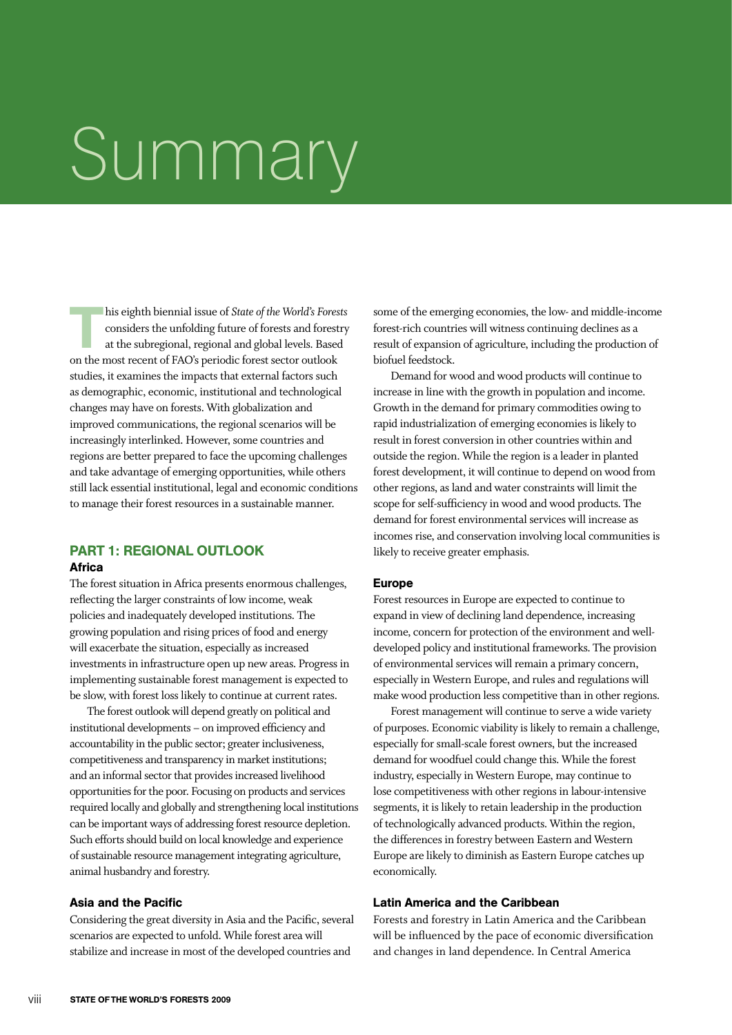# Summary

This eighth biennial issue of *State of the World's Forests* considers the unfolding future of forests and forestry at the subregional, regional and global levels. Based on the most recent of FAO's periodic forest sector outlook studies, it examines the impacts that external factors such as demographic, economic, institutional and technological changes may have on forests. With globalization and improved communications, the regional scenarios will be increasingly interlinked. However, some countries and regions are better prepared to face the upcoming challenges and take advantage of emerging opportunities, while others still lack essential institutional, legal and economic conditions to manage their forest resources in a sustainable manner.

## PART 1: REGIONAL OUTLOOK

### Africa

The forest situation in Africa presents enormous challenges, reflecting the larger constraints of low income, weak policies and inadequately developed institutions. The growing population and rising prices of food and energy will exacerbate the situation, especially as increased investments in infrastructure open up new areas. Progress in implementing sustainable forest management is expected to be slow, with forest loss likely to continue at current rates.

The forest outlook will depend greatly on political and institutional developments – on improved efficiency and accountability in the public sector; greater inclusiveness, competitiveness and transparency in market institutions; and an informal sector that provides increased livelihood opportunities for the poor. Focusing on products and services required locally and globally and strengthening local institutions can be important ways of addressing forest resource depletion. Such efforts should build on local knowledge and experience of sustainable resource management integrating agriculture, animal husbandry and forestry.

### Asia and the Pacific

Considering the great diversity in Asia and the Pacific, several scenarios are expected to unfold. While forest area will stabilize and increase in most of the developed countries and some of the emerging economies, the low- and middle-income forest-rich countries will witness continuing declines as a result of expansion of agriculture, including the production of biofuel feedstock.

Demand for wood and wood products will continue to increase in line with the growth in population and income. Growth in the demand for primary commodities owing to rapid industrialization of emerging economies is likely to result in forest conversion in other countries within and outside the region. While the region is a leader in planted forest development, it will continue to depend on wood from other regions, as land and water constraints will limit the scope for self-sufficiency in wood and wood products. The demand for forest environmental services will increase as incomes rise, and conservation involving local communities is likely to receive greater emphasis.

### Europe

Forest resources in Europe are expected to continue to expand in view of declining land dependence, increasing income, concern for protection of the environment and well-developed policy and institutional frameworks. The provision of environmental services will remain a primary concern, especially in Western Europe, and rules and regulations will make wood production less competitive than in other regions.

Forest management will continue to serve a wide variety of purposes. Economic viability is likely to remain a challenge, especially for small-scale forest owners, but the increased demand for woodfuel could change this. While the forest industry, especially in Western Europe, may continue to lose competitiveness with other regions in labour-intensive segments, it is likely to retain leadership in the production of technologically advanced products. Within the region, the differences in forestry between Eastern and Western Europe are likely to diminish as Eastern Europe catches up economically.

### Latin America and the Caribbean

Forests and forestry in Latin America and the Caribbean will be influenced by the pace of economic diversification and changes in land dependence. In Central America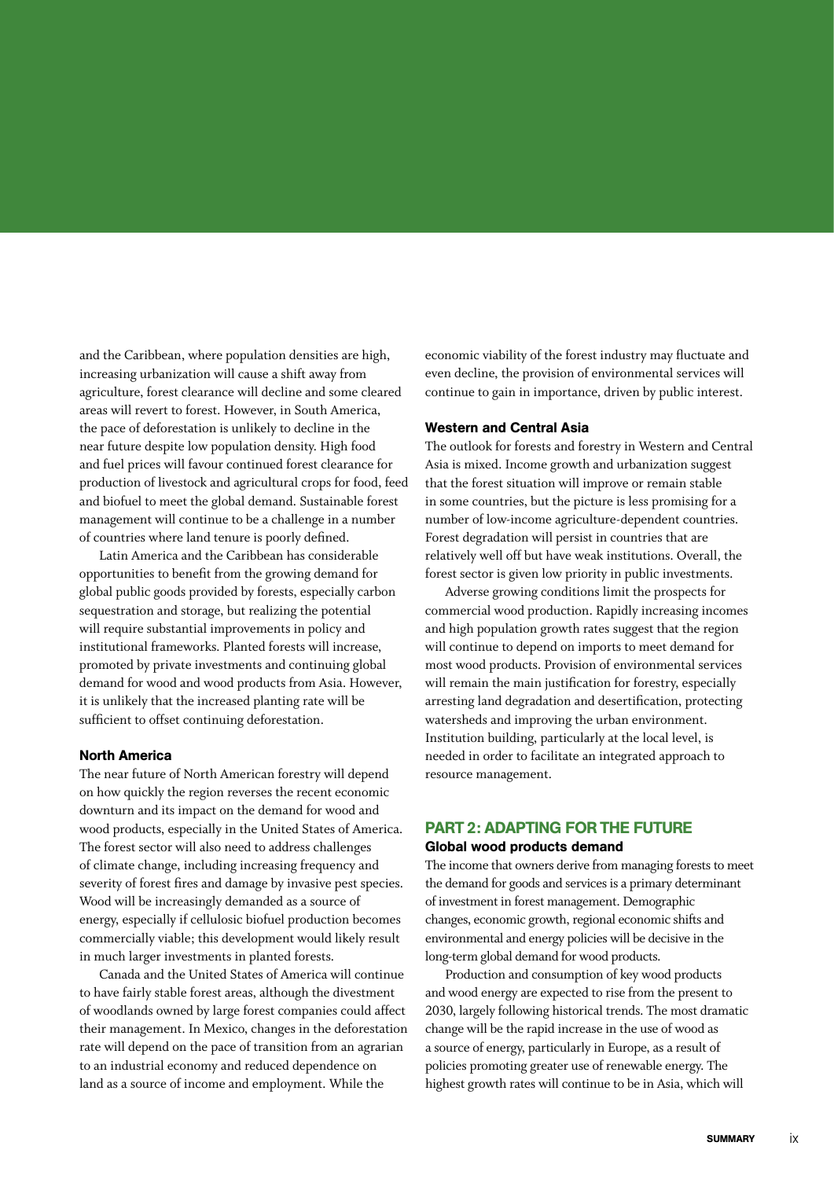and the Caribbean, where population densities are high, increasing urbanization will cause a shift away from agriculture, forest clearance will decline and some cleared areas will revert to forest. However, in South America, the pace of deforestation is unlikely to decline in the near future despite low population density. High food and fuel prices will favour continued forest clearance for production of livestock and agricultural crops for food, feed and biofuel to meet the global demand. Sustainable forest management will continue to be a challenge in a number of countries where land tenure is poorly defined.

Latin America and the Caribbean has considerable opportunities to benefit from the growing demand for global public goods provided by forests, especially carbon sequestration and storage, but realizing the potential will require substantial improvements in policy and institutional frameworks. Planted forests will increase, promoted by private investments and continuing global demand for wood and wood products from Asia. However, it is unlikely that the increased planting rate will be sufficient to offset continuing deforestation.

### North America

The near future of North American forestry will depend on how quickly the region reverses the recent economic downturn and its impact on the demand for wood and wood products, especially in the United States of America. The forest sector will also need to address challenges of climate change, including increasing frequency and severity of forest fires and damage by invasive pest species. Wood will be increasingly demanded as a source of energy, especially if cellulosic biofuel production becomes commercially viable; this development would likely result in much larger investments in planted forests.

Canada and the United States of America will continue to have fairly stable forest areas, although the divestment of woodlands owned by large forest companies could affect their management. In Mexico, changes in the deforestation rate will depend on the pace of transition from an agrarian to an industrial economy and reduced dependence on land as a source of income and employment. While the economic viability of the forest industry may fluctuate and even decline, the provision of environmental services will continue to gain in importance, driven by public interest.

### Western and Central Asia

The outlook for forests and forestry in Western and Central Asia is mixed. Income growth and urbanization suggest that the forest situation will improve or remain stable in some countries, but the picture is less promising for a number of low-income agriculture-dependent countries. Forest degradation will persist in countries that are relatively well off but have weak institutions. Overall, the forest sector is given low priority in public investments.

Adverse growing conditions limit the prospects for commercial wood production. Rapidly increasing incomes and high population growth rates suggest that the region will continue to depend on imports to meet demand for most wood products. Provision of environmental services will remain the main justification for forestry, especially arresting land degradation and desertification, protecting watersheds and improving the urban environment. Institution building, particularly at the local level, is needed in order to facilitate an integrated approach to resource management.

## PART 2: ADAPTING FOR THE FUTURE

### Global wood products demand

The income that owners derive from managing forests to meet the demand for goods and services is a primary determinant of investment in forest management. Demographic changes, economic growth, regional economic shifts and environmental and energy policies will be decisive in the long-term global demand for wood products.

Production and consumption of key wood products and wood energy are expected to rise from the present to 2030, largely following historical trends. The most dramatic change will be the rapid increase in the use of wood as a source of energy, particularly in Europe, as a result of policies promoting greater use of renewable energy. The highest growth rates will continue to be in Asia, which will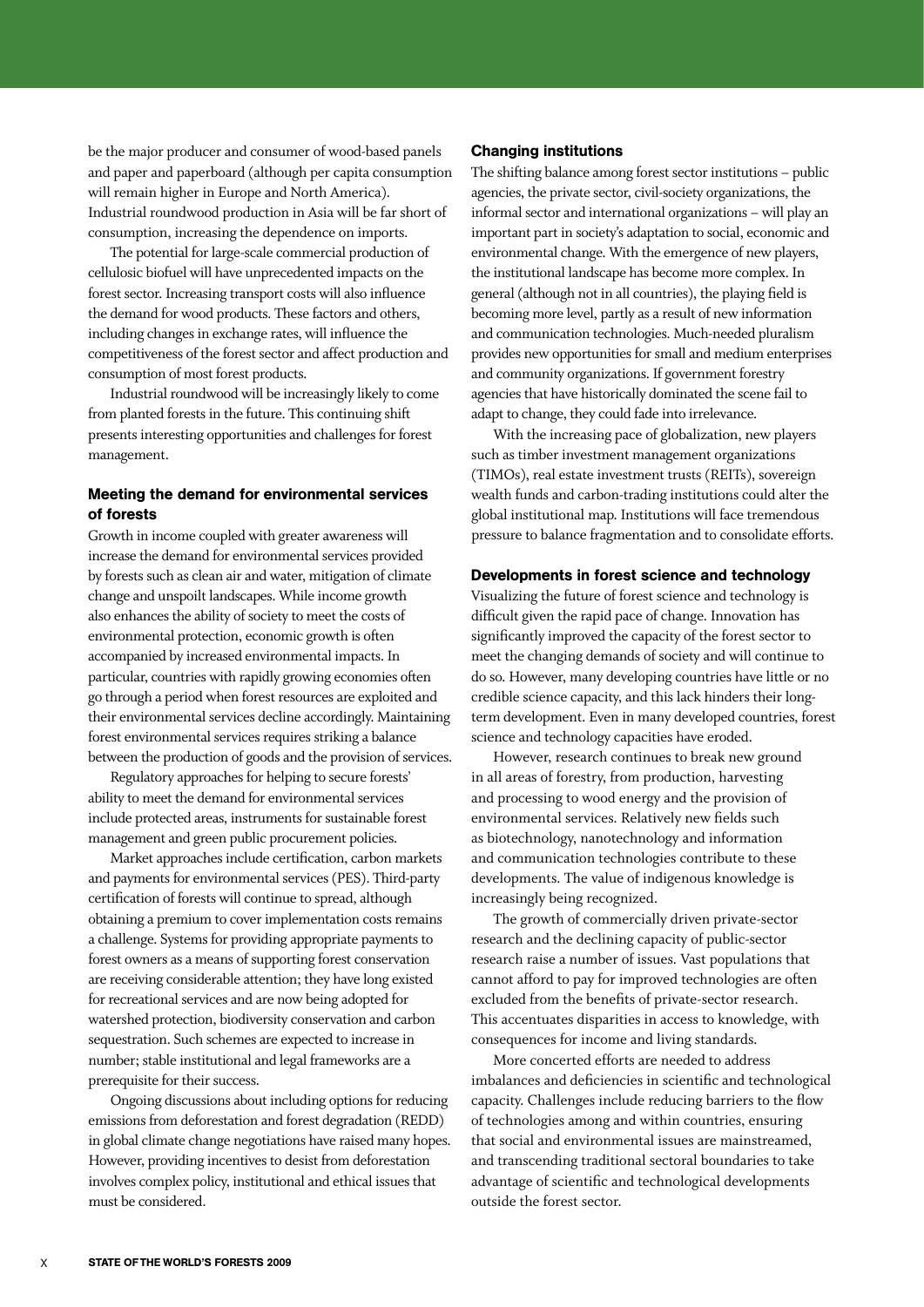be the major producer and consumer of wood-based panels and paper and paperboard (although per capita consumption will remain higher in Europe and North America). Industrial roundwood production in Asia will be far short of consumption, increasing the dependence on imports.

The potential for large-scale commercial production of cellulosic biofuel will have unprecedented impacts on the forest sector. Increasing transport costs will also influence the demand for wood products. These factors and others, including changes in exchange rates, will influence the competitiveness of the forest sector and affect production and consumption of most forest products.

Industrial roundwood will be increasingly likely to come from planted forests in the future. This continuing shift presents interesting opportunities and challenges for forest management.

### Meeting the demand for environmental services of forests

Growth in income coupled with greater awareness will increase the demand for environmental services provided by forests such as clean air and water, mitigation of climate change and unspoilt landscapes. While income growth also enhances the ability of society to meet the costs of environmental protection, economic growth is often accompanied by increased environmental impacts. In particular, countries with rapidly growing economies often go through a period when forest resources are exploited and their environmental services decline accordingly. Maintaining forest environmental services requires striking a balance between the production of goods and the provision of services.

Regulatory approaches for helping to secure forests' ability to meet the demand for environmental services include protected areas, instruments for sustainable forest management and green public procurement policies.

Market approaches include certification, carbon markets and payments for environmental services (PES). Third-party certification of forests will continue to spread, although obtaining a premium to cover implementation costs remains a challenge. Systems for providing appropriate payments to forest owners as a means of supporting forest conservation are receiving considerable attention; they have long existed for recreational services and are now being adopted for watershed protection, biodiversity conservation and carbon sequestration. Such schemes are expected to increase in number; stable institutional and legal frameworks are a prerequisite for their success.

Ongoing discussions about including options for reducing emissions from deforestation and forest degradation (REDD) in global climate change negotiations have raised many hopes. However, providing incentives to desist from deforestation involves complex policy, institutional and ethical issues that must be considered.

### Changing institutions

The shifting balance among forest sector institutions – public agencies, the private sector, civil-society organizations, the informal sector and international organizations – will play an important part in society's adaptation to social, economic and environmental change. With the emergence of new players, the institutional landscape has become more complex. In general (although not in all countries), the playing field is becoming more level, partly as a result of new information and communication technologies. Much-needed pluralism provides new opportunities for small and medium enterprises and community organizations. If government forestry agencies that have historically dominated the scene fail to adapt to change, they could fade into irrelevance.

With the increasing pace of globalization, new players such as timber investment management organizations (TIMOs), real estate investment trusts (REITs), sovereign wealth funds and carbon-trading institutions could alter the global institutional map. Institutions will face tremendous pressure to balance fragmentation and to consolidate efforts.

### Developments in forest science and technology

Visualizing the future of forest science and technology is difficult given the rapid pace of change. Innovation has significantly improved the capacity of the forest sector to meet the changing demands of society and will continue to do so. However, many developing countries have little or no credible science capacity, and this lack hinders their long-term development. Even in many developed countries, forest science and technology capacities have eroded.

However, research continues to break new ground in all areas of forestry, from production, harvesting and processing to wood energy and the provision of environmental services. Relatively new fields such as biotechnology, nanotechnology and information and communication technologies contribute to these developments. The value of indigenous knowledge is increasingly being recognized.

The growth of commercially driven private-sector research and the declining capacity of public-sector research raise a number of issues. Vast populations that cannot afford to pay for improved technologies are often excluded from the benefits of private-sector research. This accentuates disparities in access to knowledge, with consequences for income and living standards.

More concerted efforts are needed to address imbalances and deficiencies in scientific and technological capacity. Challenges include reducing barriers to the flow of technologies among and within countries, ensuring that social and environmental issues are mainstreamed, and transcending traditional sectoral boundaries to take advantage of scientific and technological developments outside the forest sector.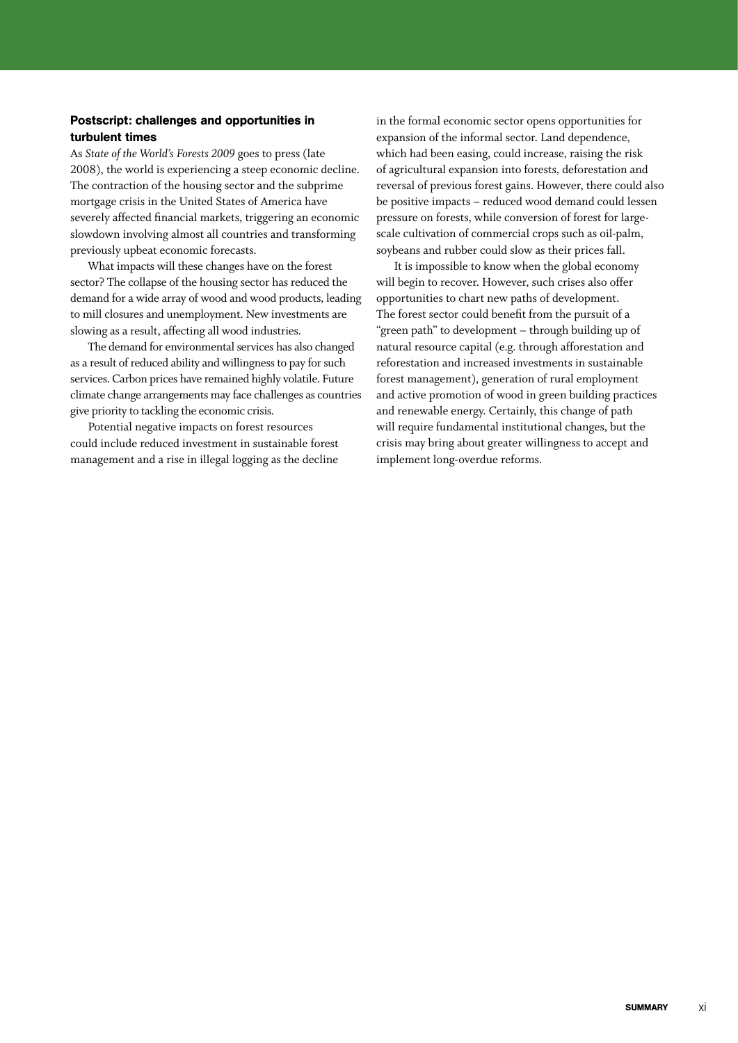### Postscript: challenges and opportunities in turbulent times

As *State of the World's Forests 2009* goes to press (late 2008), the world is experiencing a steep economic decline. The contraction of the housing sector and the subprime mortgage crisis in the United States of America have severely affected financial markets, triggering an economic slowdown involving almost all countries and transforming previously upbeat economic forecasts.

What impacts will these changes have on the forest sector? The collapse of the housing sector has reduced the demand for a wide array of wood and wood products, leading to mill closures and unemployment. New investments are slowing as a result, affecting all wood industries.

The demand for environmental services has also changed as a result of reduced ability and willingness to pay for such services. Carbon prices have remained highly volatile. Future climate change arrangements may face challenges as countries give priority to tackling the economic crisis.

Potential negative impacts on forest resources could include reduced investment in sustainable forest management and a rise in illegal logging as the decline in the formal economic sector opens opportunities for expansion of the informal sector. Land dependence, which had been easing, could increase, raising the risk of agricultural expansion into forests, deforestation and reversal of previous forest gains. However, there could also be positive impacts – reduced wood demand could lessen pressure on forests, while conversion of forest for large-scale cultivation of commercial crops such as oil-palm, soybeans and rubber could slow as their prices fall.

It is impossible to know when the global economy will begin to recover. However, such crises also offer opportunities to chart new paths of development. The forest sector could benefit from the pursuit of a "green path" to development – through building up of natural resource capital (e.g. through afforestation and reforestation and increased investments in sustainable forest management), generation of rural employment and active promotion of wood in green building practices and renewable energy. Certainly, this change of path will require fundamental institutional changes, but the crisis may bring about greater willingness to accept and implement long-overdue reforms.